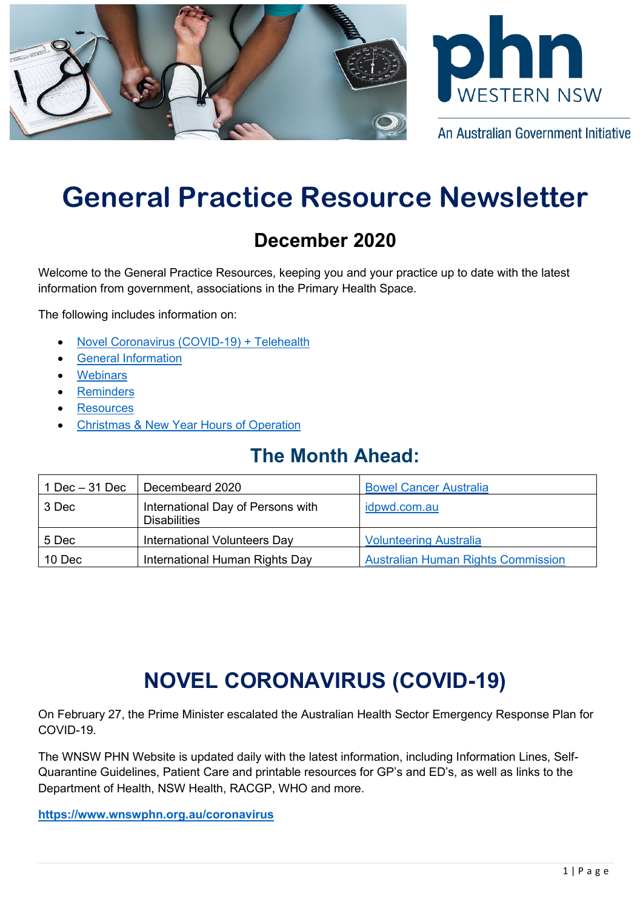phn WESTERN NSW

An Australian Government Initiative

# General Practice Resource Newsletter

## December 2020

Welcome to the General Practice Resources, keeping you and your practice up to date with the latest information from government, associations in the Primary Health Space.

The following includes information on:

- Novel Coronavirus (COVID-19) + Telehealth
- General Information
- Webinars
- Reminders
- Resources
- Christmas & New Year Hours of Operation

## The Month Ahead:

| | | |
|---|---|---|
| 1 Dec – 31 Dec | Decembeard 2020 | Bowel Cancer Australia |
| 3 Dec | International Day of Persons with Disabilities | idpwd.com.au |
| 5 Dec | International Volunteers Day | Volunteering Australia |
| 10 Dec | International Human Rights Day | Australian Human Rights Commission |

# NOVEL CORONAVIRUS (COVID-19)

On February 27, the Prime Minister escalated the Australian Health Sector Emergency Response Plan for COVID-19.

The WNSW PHN Website is updated daily with the latest information, including Information Lines, Self-Quarantine Guidelines, Patient Care and printable resources for GP's and ED's, as well as links to the Department of Health, NSW Health, RACGP, WHO and more.

**https://www.wnswphn.org.au/coronavirus**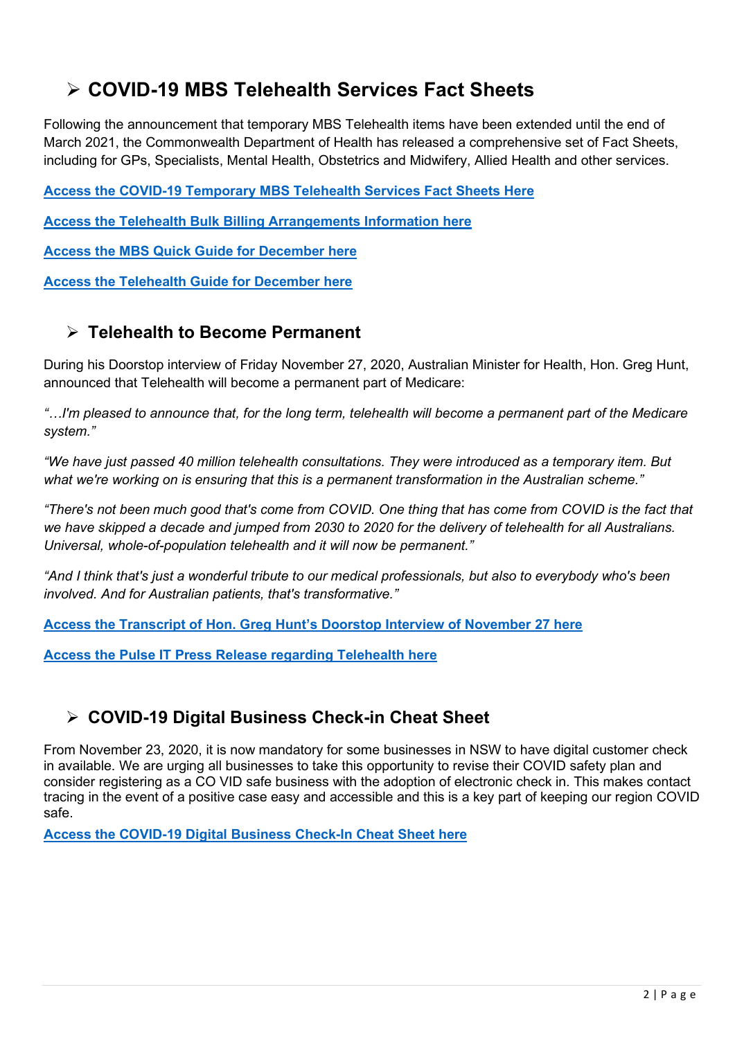## ➢ COVID-19 MBS Telehealth Services Fact Sheets

Following the announcement that temporary MBS Telehealth items have been extended until the end of March 2021, the Commonwealth Department of Health has released a comprehensive set of Fact Sheets, including for GPs, Specialists, Mental Health, Obstetrics and Midwifery, Allied Health and other services.

**Access the COVID-19 Temporary MBS Telehealth Services Fact Sheets Here**

**Access the Telehealth Bulk Billing Arrangements Information here**

**Access the MBS Quick Guide for December here**

**Access the Telehealth Guide for December here**

## ➢ Telehealth to Become Permanent

During his Doorstop interview of Friday November 27, 2020, Australian Minister for Health, Hon. Greg Hunt, announced that Telehealth will become a permanent part of Medicare:

*"…I'm pleased to announce that, for the long term, telehealth will become a permanent part of the Medicare system."*

*"We have just passed 40 million telehealth consultations. They were introduced as a temporary item. But what we're working on is ensuring that this is a permanent transformation in the Australian scheme."*

*"There's not been much good that's come from COVID. One thing that has come from COVID is the fact that we have skipped a decade and jumped from 2030 to 2020 for the delivery of telehealth for all Australians. Universal, whole-of-population telehealth and it will now be permanent."*

*"And I think that's just a wonderful tribute to our medical professionals, but also to everybody who's been involved. And for Australian patients, that's transformative."*

**Access the Transcript of Hon. Greg Hunt's Doorstop Interview of November 27 here**

**Access the Pulse IT Press Release regarding Telehealth here**

## ➢ COVID-19 Digital Business Check-in Cheat Sheet

From November 23, 2020, it is now mandatory for some businesses in NSW to have digital customer check in available. We are urging all businesses to take this opportunity to revise their COVID safety plan and consider registering as a CO VID safe business with the adoption of electronic check in. This makes contact tracing in the event of a positive case easy and accessible and this is a key part of keeping our region COVID safe.

**Access the COVID-19 Digital Business Check-In Cheat Sheet here**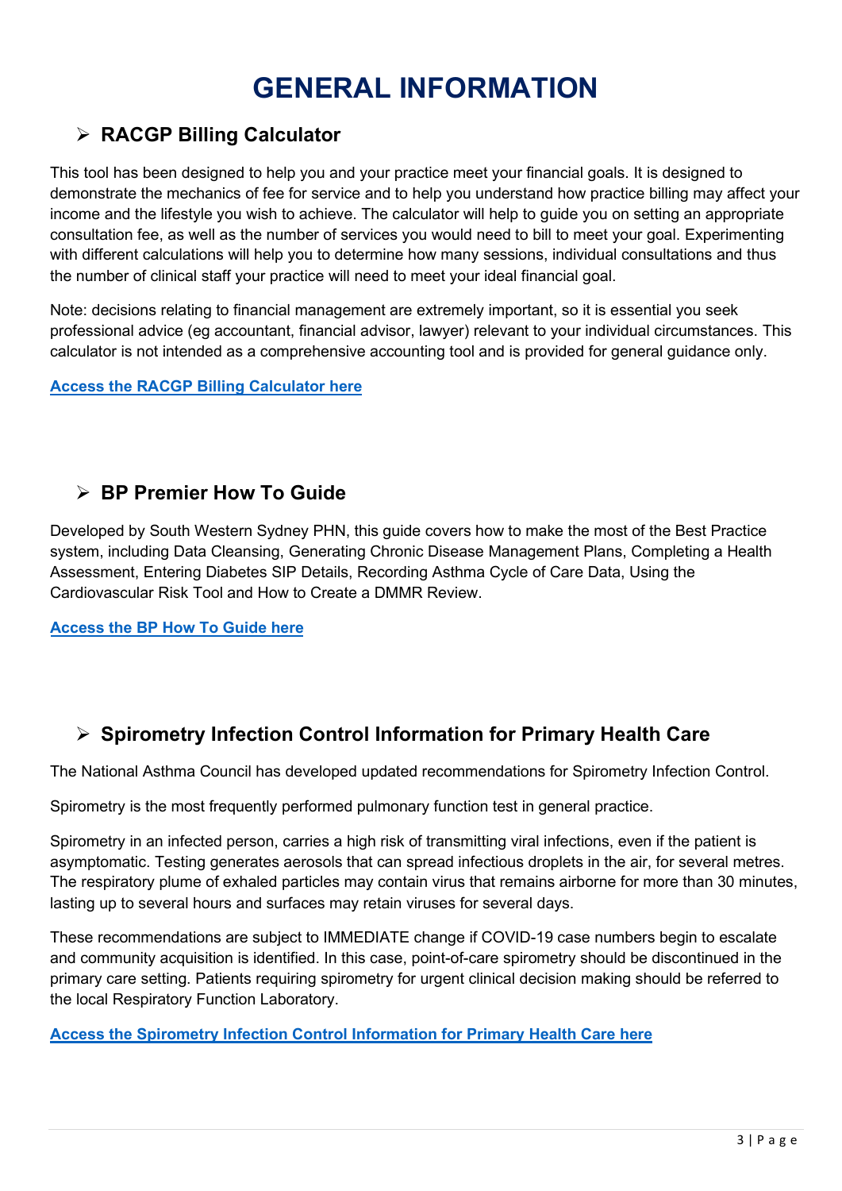# GENERAL INFORMATION

## ➢ RACGP Billing Calculator

This tool has been designed to help you and your practice meet your financial goals. It is designed to demonstrate the mechanics of fee for service and to help you understand how practice billing may affect your income and the lifestyle you wish to achieve. The calculator will help to guide you on setting an appropriate consultation fee, as well as the number of services you would need to bill to meet your goal. Experimenting with different calculations will help you to determine how many sessions, individual consultations and thus the number of clinical staff your practice will need to meet your ideal financial goal.

Note: decisions relating to financial management are extremely important, so it is essential you seek professional advice (eg accountant, financial advisor, lawyer) relevant to your individual circumstances. This calculator is not intended as a comprehensive accounting tool and is provided for general guidance only.

**Access the RACGP Billing Calculator here**

## ➢ BP Premier How To Guide

Developed by South Western Sydney PHN, this guide covers how to make the most of the Best Practice system, including Data Cleansing, Generating Chronic Disease Management Plans, Completing a Health Assessment, Entering Diabetes SIP Details, Recording Asthma Cycle of Care Data, Using the Cardiovascular Risk Tool and How to Create a DMMR Review.

**Access the BP How To Guide here**

## ➢ Spirometry Infection Control Information for Primary Health Care

The National Asthma Council has developed updated recommendations for Spirometry Infection Control.

Spirometry is the most frequently performed pulmonary function test in general practice.

Spirometry in an infected person, carries a high risk of transmitting viral infections, even if the patient is asymptomatic. Testing generates aerosols that can spread infectious droplets in the air, for several metres. The respiratory plume of exhaled particles may contain virus that remains airborne for more than 30 minutes, lasting up to several hours and surfaces may retain viruses for several days.

These recommendations are subject to IMMEDIATE change if COVID-19 case numbers begin to escalate and community acquisition is identified. In this case, point-of-care spirometry should be discontinued in the primary care setting. Patients requiring spirometry for urgent clinical decision making should be referred to the local Respiratory Function Laboratory.

**Access the Spirometry Infection Control Information for Primary Health Care here**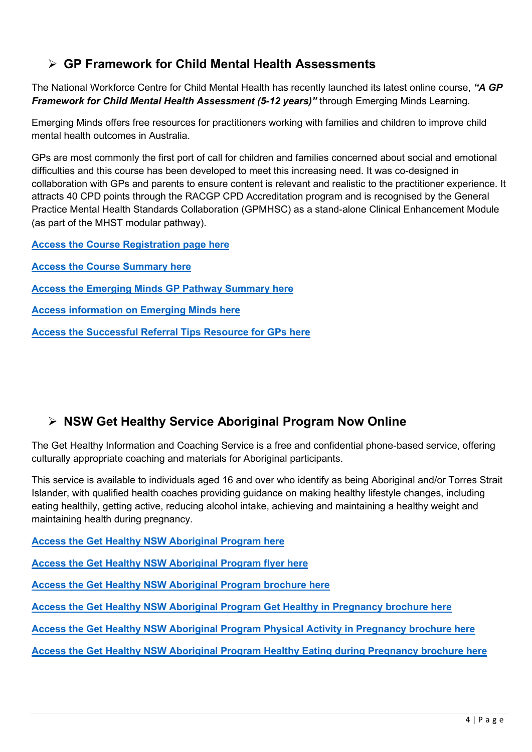## ➢ GP Framework for Child Mental Health Assessments

The National Workforce Centre for Child Mental Health has recently launched its latest online course, ***"A GP Framework for Child Mental Health Assessment (5-12 years)"*** through Emerging Minds Learning.

Emerging Minds offers free resources for practitioners working with families and children to improve child mental health outcomes in Australia.

GPs are most commonly the first port of call for children and families concerned about social and emotional difficulties and this course has been developed to meet this increasing need. It was co-designed in collaboration with GPs and parents to ensure content is relevant and realistic to the practitioner experience. It attracts 40 CPD points through the RACGP CPD Accreditation program and is recognised by the General Practice Mental Health Standards Collaboration (GPMHSC) as a stand-alone Clinical Enhancement Module (as part of the MHST modular pathway).

**Access the Course Registration page here**

**Access the Course Summary here**

**Access the Emerging Minds GP Pathway Summary here**

**Access information on Emerging Minds here**

**Access the Successful Referral Tips Resource for GPs here**

## ➢ NSW Get Healthy Service Aboriginal Program Now Online

The Get Healthy Information and Coaching Service is a free and confidential phone-based service, offering culturally appropriate coaching and materials for Aboriginal participants.

This service is available to individuals aged 16 and over who identify as being Aboriginal and/or Torres Strait Islander, with qualified health coaches providing guidance on making healthy lifestyle changes, including eating healthily, getting active, reducing alcohol intake, achieving and maintaining a healthy weight and maintaining health during pregnancy.

**Access the Get Healthy NSW Aboriginal Program here**

**Access the Get Healthy NSW Aboriginal Program flyer here**

**Access the Get Healthy NSW Aboriginal Program brochure here**

**Access the Get Healthy NSW Aboriginal Program Get Healthy in Pregnancy brochure here**

**Access the Get Healthy NSW Aboriginal Program Physical Activity in Pregnancy brochure here**

**Access the Get Healthy NSW Aboriginal Program Healthy Eating during Pregnancy brochure here**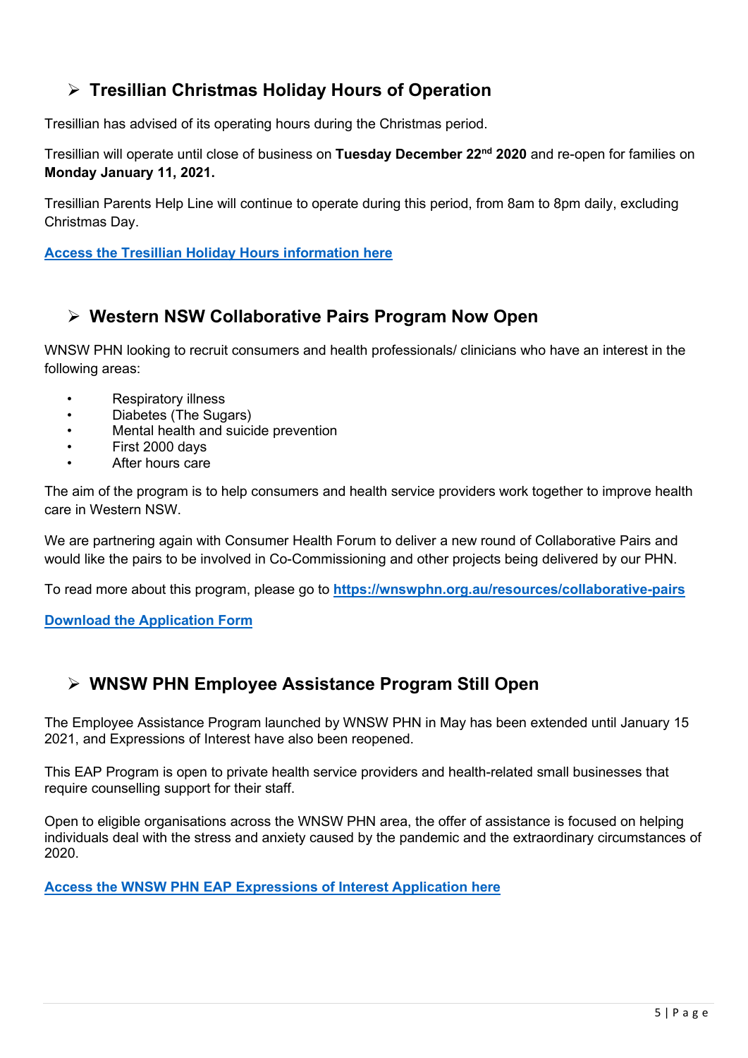## ➢ Tresillian Christmas Holiday Hours of Operation

Tresillian has advised of its operating hours during the Christmas period.

Tresillian will operate until close of business on **Tuesday December 22nd 2020** and re-open for families on **Monday January 11, 2021.**

Tresillian Parents Help Line will continue to operate during this period, from 8am to 8pm daily, excluding Christmas Day.

**Access the Tresillian Holiday Hours information here**

## ➢ Western NSW Collaborative Pairs Program Now Open

WNSW PHN looking to recruit consumers and health professionals/ clinicians who have an interest in the following areas:

- Respiratory illness
- Diabetes (The Sugars)
- Mental health and suicide prevention
- First 2000 days
- After hours care

The aim of the program is to help consumers and health service providers work together to improve health care in Western NSW.

We are partnering again with Consumer Health Forum to deliver a new round of Collaborative Pairs and would like the pairs to be involved in Co-Commissioning and other projects being delivered by our PHN.

To read more about this program, please go to **https://wnswphn.org.au/resources/collaborative-pairs**

**Download the Application Form**

## ➢ WNSW PHN Employee Assistance Program Still Open

The Employee Assistance Program launched by WNSW PHN in May has been extended until January 15 2021, and Expressions of Interest have also been reopened.

This EAP Program is open to private health service providers and health-related small businesses that require counselling support for their staff.

Open to eligible organisations across the WNSW PHN area, the offer of assistance is focused on helping individuals deal with the stress and anxiety caused by the pandemic and the extraordinary circumstances of 2020.

**Access the WNSW PHN EAP Expressions of Interest Application here**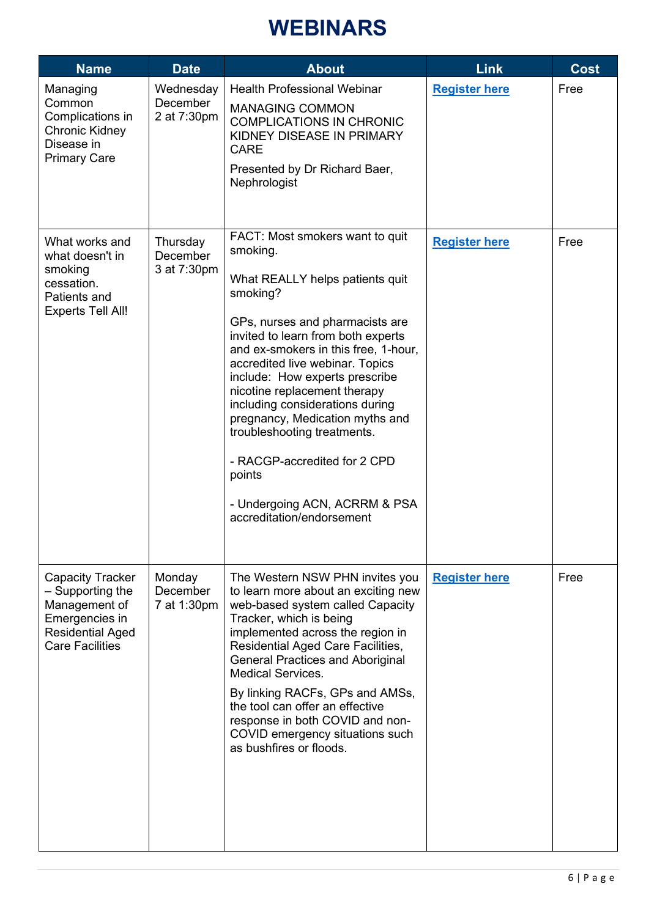# WEBINARS

| Name | Date | About | Link | Cost |
|---|---|---|---|---|
| Managing Common Complications in Chronic Kidney Disease in Primary Care | Wednesday December 2 at 7:30pm | Health Professional Webinar<br><br>MANAGING COMMON COMPLICATIONS IN CHRONIC KIDNEY DISEASE IN PRIMARY CARE<br><br>Presented by Dr Richard Baer, Nephrologist | **Register here** | Free |
| What works and what doesn't in smoking cessation. Patients and Experts Tell All! | Thursday December 3 at 7:30pm | FACT: Most smokers want to quit smoking.<br><br>What REALLY helps patients quit smoking?<br><br>GPs, nurses and pharmacists are invited to learn from both experts and ex-smokers in this free, 1-hour, accredited live webinar. Topics include: How experts prescribe nicotine replacement therapy including considerations during pregnancy, Medication myths and troubleshooting treatments.<br><br>- RACGP-accredited for 2 CPD points<br><br>- Undergoing ACN, ACRRM & PSA accreditation/endorsement | **Register here** | Free |
| Capacity Tracker – Supporting the Management of Emergencies in Residential Aged Care Facilities | Monday December 7 at 1:30pm | The Western NSW PHN invites you to learn more about an exciting new web-based system called Capacity Tracker, which is being implemented across the region in Residential Aged Care Facilities, General Practices and Aboriginal Medical Services.<br><br>By linking RACFs, GPs and AMSs, the tool can offer an effective response in both COVID and non-COVID emergency situations such as bushfires or floods. | **Register here** | Free |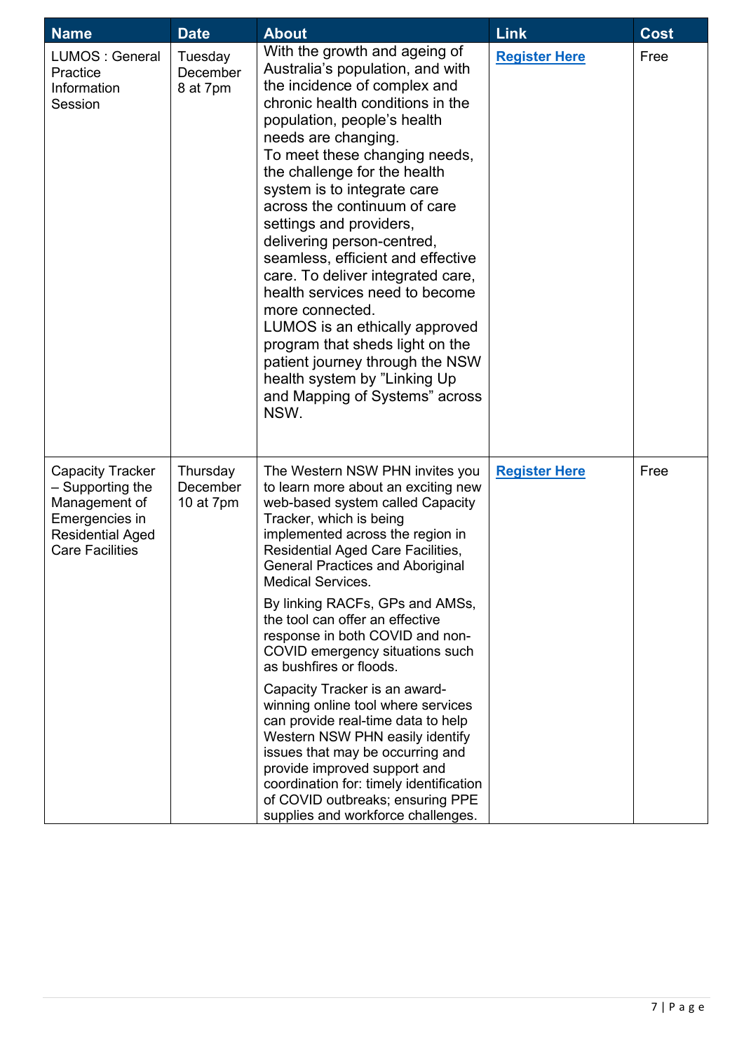| Name | Date | About | Link | Cost |
|---|---|---|---|---|
| LUMOS : General Practice Information Session | Tuesday December 8 at 7pm | With the growth and ageing of Australia's population, and with the incidence of complex and chronic health conditions in the population, people's health needs are changing. To meet these changing needs, the challenge for the health system is to integrate care across the continuum of care settings and providers, delivering person-centred, seamless, efficient and effective care. To deliver integrated care, health services need to become more connected. LUMOS is an ethically approved program that sheds light on the patient journey through the NSW health system by "Linking Up and Mapping of Systems" across NSW. | **Register Here** | Free |
| Capacity Tracker – Supporting the Management of Emergencies in Residential Aged Care Facilities | Thursday December 10 at 7pm | The Western NSW PHN invites you to learn more about an exciting new web-based system called Capacity Tracker, which is being implemented across the region in Residential Aged Care Facilities, General Practices and Aboriginal Medical Services. By linking RACFs, GPs and AMSs, the tool can offer an effective response in both COVID and non-COVID emergency situations such as bushfires or floods. Capacity Tracker is an award-winning online tool where services can provide real-time data to help Western NSW PHN easily identify issues that may be occurring and provide improved support and coordination for: timely identification of COVID outbreaks; ensuring PPE supplies and workforce challenges. | **Register Here** | Free |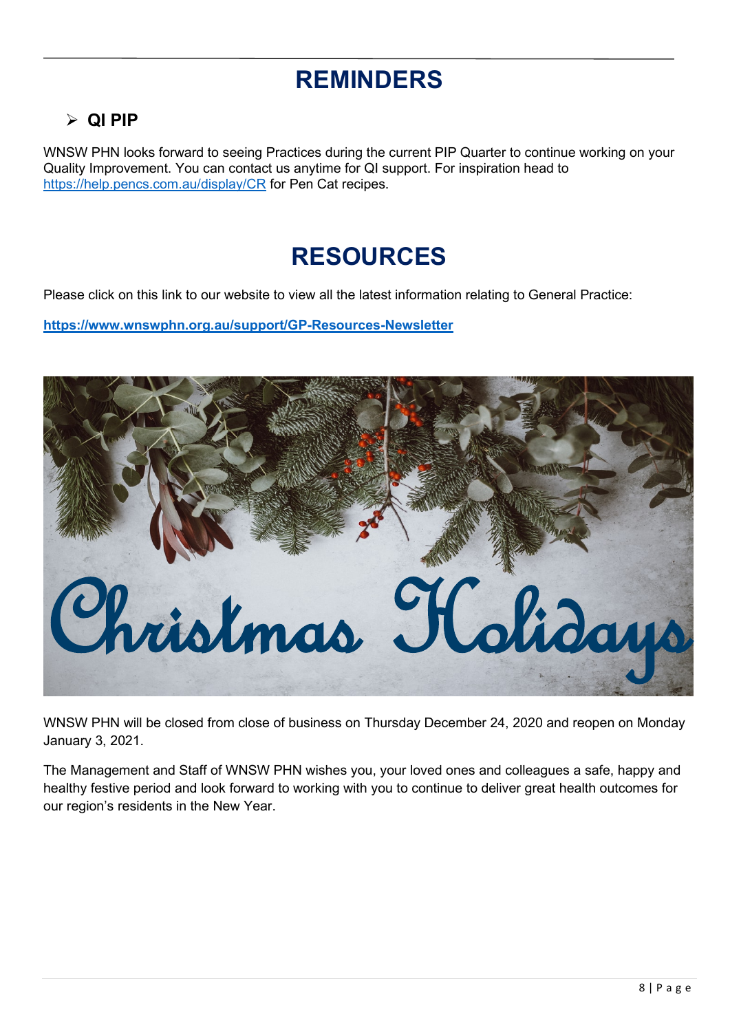# REMINDERS

## QI PIP

WNSW PHN looks forward to seeing Practices during the current PIP Quarter to continue working on your Quality Improvement. You can contact us anytime for QI support. For inspiration head to https://help.pencs.com.au/display/CR for Pen Cat recipes.

# RESOURCES

Please click on this link to our website to view all the latest information relating to General Practice:

**https://www.wnswphn.org.au/support/GP-Resources-Newsletter**

Christmas Holidays

WNSW PHN will be closed from close of business on Thursday December 24, 2020 and reopen on Monday January 3, 2021.

The Management and Staff of WNSW PHN wishes you, your loved ones and colleagues a safe, happy and healthy festive period and look forward to working with you to continue to deliver great health outcomes for our region's residents in the New Year.